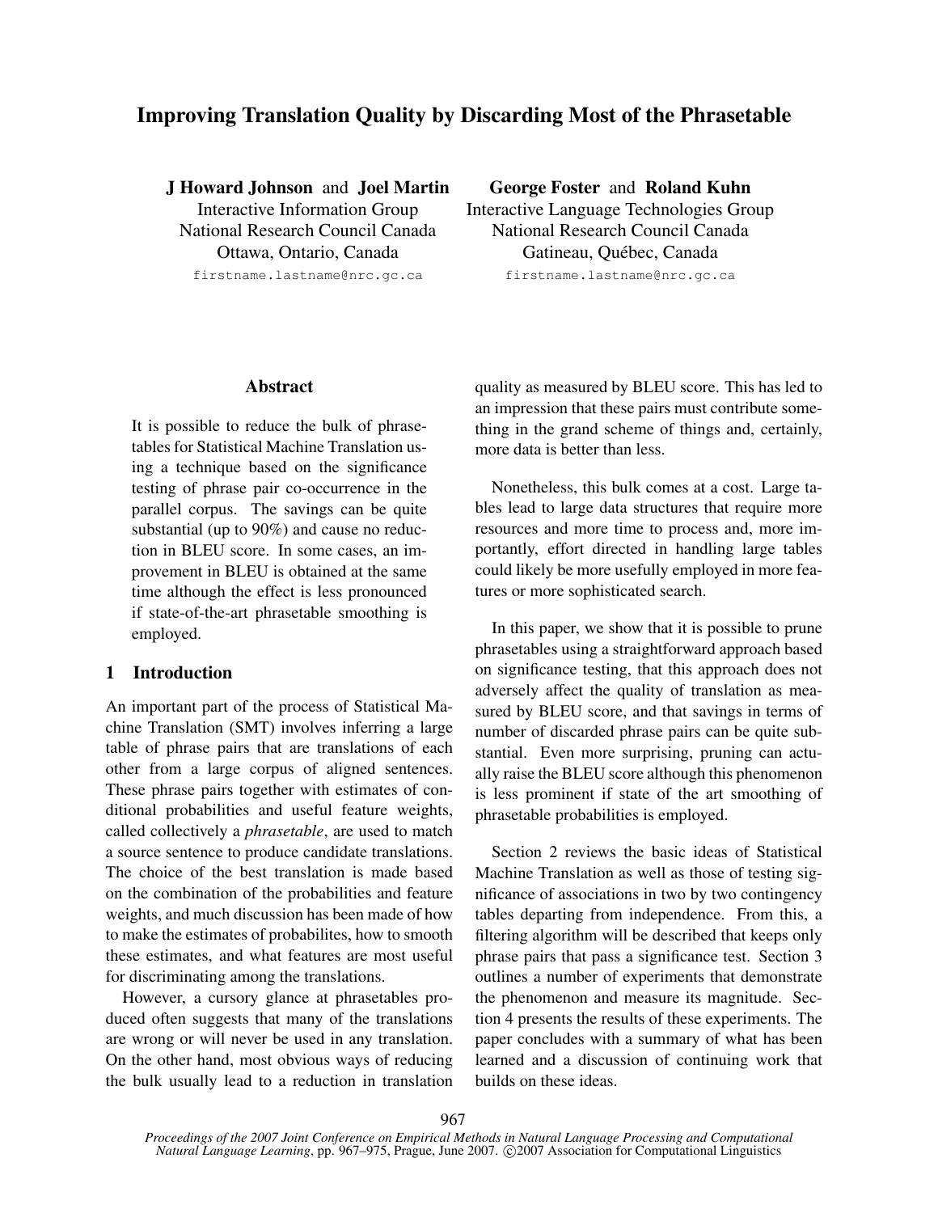# Improving Translation Quality by Discarding Most of the Phrasetable

**J Howard Johnson** and **Joel Martin**
Interactive Information Group
National Research Council Canada
Ottawa, Ontario, Canada
firstname.lastname@nrc.gc.ca

**George Foster** and **Roland Kuhn**
Interactive Language Technologies Group
National Research Council Canada
Gatineau, Québec, Canada
firstname.lastname@nrc.gc.ca

## Abstract

It is possible to reduce the bulk of phrasetables for Statistical Machine Translation using a technique based on the significance testing of phrase pair co-occurrence in the parallel corpus. The savings can be quite substantial (up to 90%) and cause no reduction in BLEU score. In some cases, an improvement in BLEU is obtained at the same time although the effect is less pronounced if state-of-the-art phrasetable smoothing is employed.

## 1 Introduction

An important part of the process of Statistical Machine Translation (SMT) involves inferring a large table of phrase pairs that are translations of each other from a large corpus of aligned sentences. These phrase pairs together with estimates of conditional probabilities and useful feature weights, called collectively a *phrasetable*, are used to match a source sentence to produce candidate translations. The choice of the best translation is made based on the combination of the probabilities and feature weights, and much discussion has been made of how to make the estimates of probabilites, how to smooth these estimates, and what features are most useful for discriminating among the translations.

However, a cursory glance at phrasetables produced often suggests that many of the translations are wrong or will never be used in any translation. On the other hand, most obvious ways of reducing the bulk usually lead to a reduction in translation quality as measured by BLEU score. This has led to an impression that these pairs must contribute something in the grand scheme of things and, certainly, more data is better than less.

Nonetheless, this bulk comes at a cost. Large tables lead to large data structures that require more resources and more time to process and, more importantly, effort directed in handling large tables could likely be more usefully employed in more features or more sophisticated search.

In this paper, we show that it is possible to prune phrasetables using a straightforward approach based on significance testing, that this approach does not adversely affect the quality of translation as measured by BLEU score, and that savings in terms of number of discarded phrase pairs can be quite substantial. Even more surprising, pruning can actually raise the BLEU score although this phenomenon is less prominent if state of the art smoothing of phrasetable probabilities is employed.

Section 2 reviews the basic ideas of Statistical Machine Translation as well as those of testing significance of associations in two by two contingency tables departing from independence. From this, a filtering algorithm will be described that keeps only phrase pairs that pass a significance test. Section 3 outlines a number of experiments that demonstrate the phenomenon and measure its magnitude. Section 4 presents the results of these experiments. The paper concludes with a summary of what has been learned and a discussion of continuing work that builds on these ideas.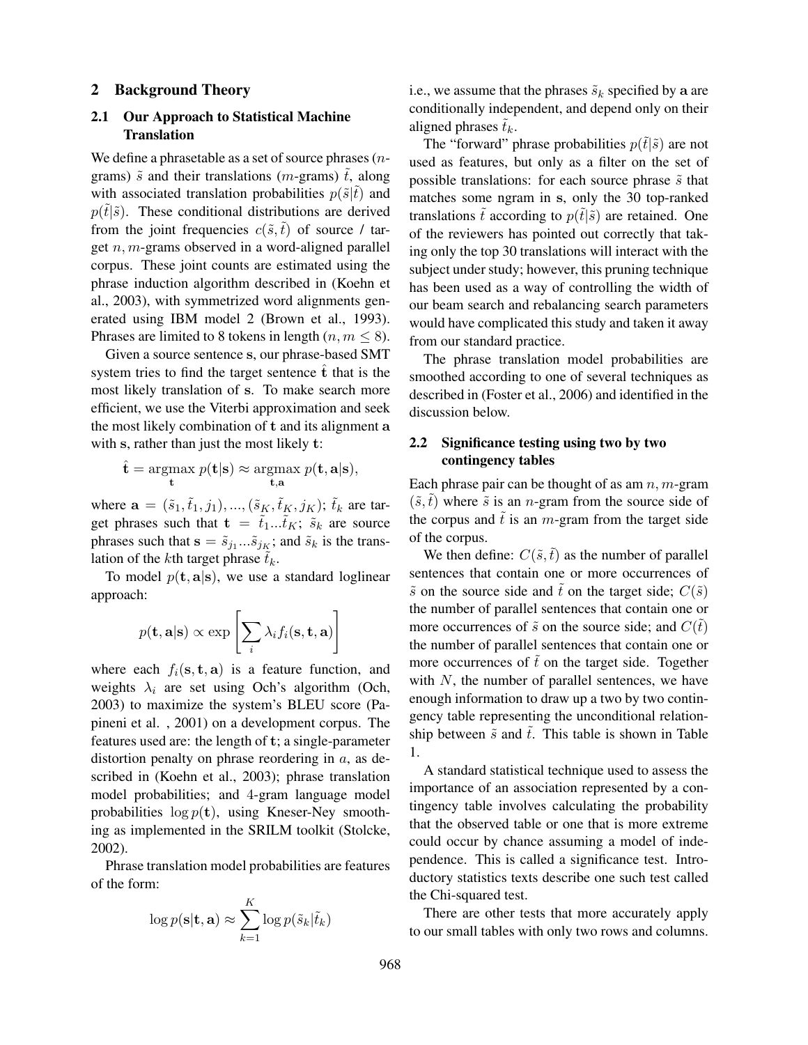## 2 Background Theory

### 2.1 Our Approach to Statistical Machine Translation

We define a phrasetable as a set of source phrases ($n$-grams) $\tilde{s}$ and their translations ($m$-grams) $\tilde{t}$, along with associated translation probabilities $p(\tilde{s}|\tilde{t})$ and $p(\tilde{t}|\tilde{s})$. These conditional distributions are derived from the joint frequencies $c(\tilde{s}, \tilde{t})$ of source / target $n, m$-grams observed in a word-aligned parallel corpus. These joint counts are estimated using the phrase induction algorithm described in (Koehn et al., 2003), with symmetrized word alignments generated using IBM model 2 (Brown et al., 1993). Phrases are limited to 8 tokens in length ($n, m \leq 8$).

Given a source sentence $\mathbf{s}$, our phrase-based SMT system tries to find the target sentence $\hat{\mathbf{t}}$ that is the most likely translation of $\mathbf{s}$. To make search more efficient, we use the Viterbi approximation and seek the most likely combination of $\mathbf{t}$ and its alignment $\mathbf{a}$ with $\mathbf{s}$, rather than just the most likely $\mathbf{t}$:

$$\hat{\mathbf{t}} = \underset{\mathbf{t}}{\operatorname{argmax}}\, p(\mathbf{t}|\mathbf{s}) \approx \underset{\mathbf{t},\mathbf{a}}{\operatorname{argmax}}\, p(\mathbf{t}, \mathbf{a}|\mathbf{s}),$$

where $\mathbf{a} = (\tilde{s}_1, \tilde{t}_1, j_1), ..., (\tilde{s}_K, \tilde{t}_K, j_K)$; $\tilde{t}_k$ are target phrases such that $\mathbf{t} = \tilde{t}_1 ... \tilde{t}_K$; $\tilde{s}_k$ are source phrases such that $\mathbf{s} = \tilde{s}_{j_1} ... \tilde{s}_{j_K}$; and $\tilde{s}_k$ is the translation of the $k$th target phrase $\tilde{t}_k$.

To model $p(\mathbf{t}, \mathbf{a}|\mathbf{s})$, we use a standard loglinear approach:

$$p(\mathbf{t}, \mathbf{a}|\mathbf{s}) \propto \exp\left[\sum_i \lambda_i f_i(\mathbf{s}, \mathbf{t}, \mathbf{a})\right]$$

where each $f_i(\mathbf{s}, \mathbf{t}, \mathbf{a})$ is a feature function, and weights $\lambda_i$ are set using Och's algorithm (Och, 2003) to maximize the system's BLEU score (Papineni et al. , 2001) on a development corpus. The features used are: the length of $\mathbf{t}$; a single-parameter distortion penalty on phrase reordering in $a$, as described in (Koehn et al., 2003); phrase translation model probabilities; and 4-gram language model probabilities $\log p(\mathbf{t})$, using Kneser-Ney smoothing as implemented in the SRILM toolkit (Stolcke, 2002).

Phrase translation model probabilities are features of the form:

$$\log p(\mathbf{s}|\mathbf{t}, \mathbf{a}) \approx \sum_{k=1}^{K} \log p(\tilde{s}_k|\tilde{t}_k)$$

i.e., we assume that the phrases $\tilde{s}_k$ specified by $\mathbf{a}$ are conditionally independent, and depend only on their aligned phrases $\tilde{t}_k$.

The "forward" phrase probabilities $p(\tilde{t}|\tilde{s})$ are not used as features, but only as a filter on the set of possible translations: for each source phrase $\tilde{s}$ that matches some ngram in $\mathbf{s}$, only the 30 top-ranked translations $\tilde{t}$ according to $p(\tilde{t}|\tilde{s})$ are retained. One of the reviewers has pointed out correctly that taking only the top 30 translations will interact with the subject under study; however, this pruning technique has been used as a way of controlling the width of our beam search and rebalancing search parameters would have complicated this study and taken it away from our standard practice.

The phrase translation model probabilities are smoothed according to one of several techniques as described in (Foster et al., 2006) and identified in the discussion below.

### 2.2 Significance testing using two by two contingency tables

Each phrase pair can be thought of as am $n, m$-gram $(\tilde{s}, \tilde{t})$ where $\tilde{s}$ is an $n$-gram from the source side of the corpus and $\tilde{t}$ is an $m$-gram from the target side of the corpus.

We then define: $C(\tilde{s}, \tilde{t})$ as the number of parallel sentences that contain one or more occurrences of $\tilde{s}$ on the source side and $\tilde{t}$ on the target side; $C(\tilde{s})$ the number of parallel sentences that contain one or more occurrences of $\tilde{s}$ on the source side; and $C(\tilde{t})$ the number of parallel sentences that contain one or more occurrences of $\tilde{t}$ on the target side. Together with $N$, the number of parallel sentences, we have enough information to draw up a two by two contingency table representing the unconditional relationship between $\tilde{s}$ and $\tilde{t}$. This table is shown in Table 1.

A standard statistical technique used to assess the importance of an association represented by a contingency table involves calculating the probability that the observed table or one that is more extreme could occur by chance assuming a model of independence. This is called a significance test. Introductory statistics texts describe one such test called the Chi-squared test.

There are other tests that more accurately apply to our small tables with only two rows and columns.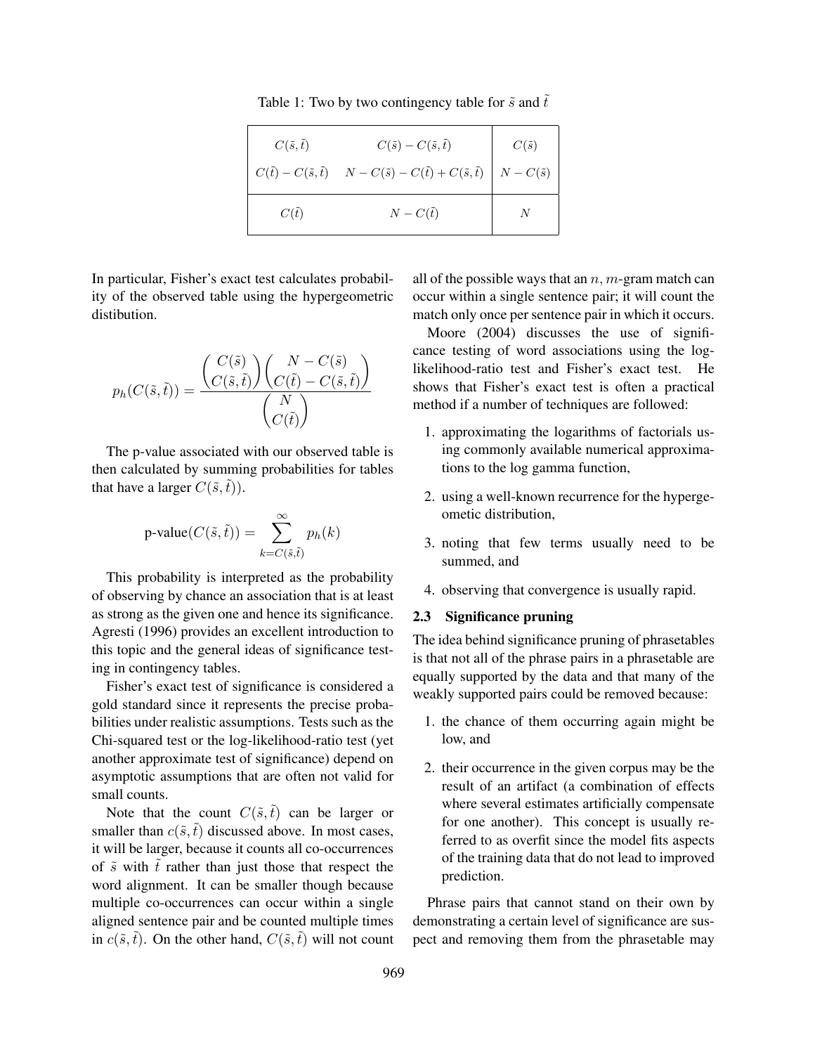Table 1: Two by two contingency table for $\tilde{s}$ and $\tilde{t}$

| | | |
|---|---|---|
| $C(\tilde{s}, \tilde{t})$ | $C(\tilde{s}) - C(\tilde{s}, \tilde{t})$ | $C(\tilde{s})$ |
| $C(\tilde{t}) - C(\tilde{s}, \tilde{t})$ | $N - C(\tilde{s}) - C(\tilde{t}) + C(\tilde{s}, \tilde{t})$ | $N - C(\tilde{s})$ |
| $C(\tilde{t})$ | $N - C(\tilde{t})$ | $N$ |

In particular, Fisher's exact test calculates probability of the observed table using the hypergeometric distibution.

$$p_h(C(\tilde{s}, \tilde{t})) = \frac{\binom{C(\tilde{s})}{C(\tilde{s}, \tilde{t})}\binom{N - C(\tilde{s})}{C(\tilde{t}) - C(\tilde{s}, \tilde{t})}}{\binom{N}{C(\tilde{t})}}$$

The p-value associated with our observed table is then calculated by summing probabilities for tables that have a larger $C(\tilde{s}, \tilde{t})$.

$$\text{p-value}(C(\tilde{s}, \tilde{t})) = \sum_{k=C(\tilde{s}, \tilde{t})}^{\infty} p_h(k)$$

This probability is interpreted as the probability of observing by chance an association that is at least as strong as the given one and hence its significance. Agresti (1996) provides an excellent introduction to this topic and the general ideas of significance testing in contingency tables.

Fisher's exact test of significance is considered a gold standard since it represents the precise probabilities under realistic assumptions. Tests such as the Chi-squared test or the log-likelihood-ratio test (yet another approximate test of significance) depend on asymptotic assumptions that are often not valid for small counts.

Note that the count $C(\tilde{s}, \tilde{t})$ can be larger or smaller than $c(\tilde{s}, \tilde{t})$ discussed above. In most cases, it will be larger, because it counts all co-occurrences of $\tilde{s}$ with $\tilde{t}$ rather than just those that respect the word alignment. It can be smaller though because multiple co-occurrences can occur within a single aligned sentence pair and be counted multiple times in $c(\tilde{s}, \tilde{t})$. On the other hand, $C(\tilde{s}, \tilde{t})$ will not count all of the possible ways that an $n, m$-gram match can occur within a single sentence pair; it will count the match only once per sentence pair in which it occurs.

Moore (2004) discusses the use of significance testing of word associations using the log-likelihood-ratio test and Fisher's exact test. He shows that Fisher's exact test is often a practical method if a number of techniques are followed:

1. approximating the logarithms of factorials using commonly available numerical approximations to the log gamma function,
2. using a well-known recurrence for the hypergeometic distribution,
3. noting that few terms usually need to be summed, and
4. observing that convergence is usually rapid.

## 2.3 Significance pruning

The idea behind significance pruning of phrasetables is that not all of the phrase pairs in a phrasetable are equally supported by the data and that many of the weakly supported pairs could be removed because:

1. the chance of them occurring again might be low, and
2. their occurrence in the given corpus may be the result of an artifact (a combination of effects where several estimates artificially compensate for one another). This concept is usually referred to as overfit since the model fits aspects of the training data that do not lead to improved prediction.

Phrase pairs that cannot stand on their own by demonstrating a certain level of significance are suspect and removing them from the phrasetable may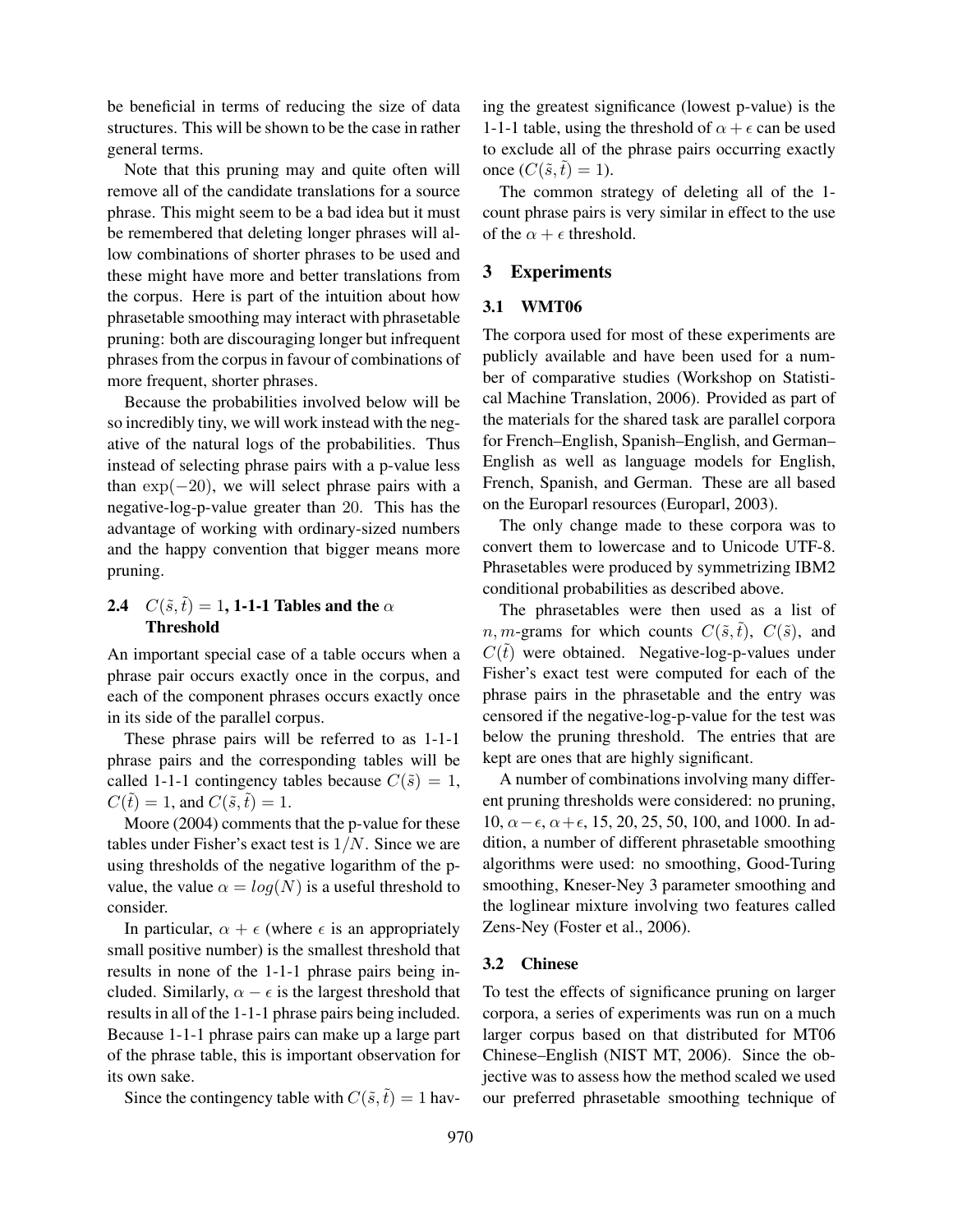be beneficial in terms of reducing the size of data structures. This will be shown to be the case in rather general terms.

Note that this pruning may and quite often will remove all of the candidate translations for a source phrase. This might seem to be a bad idea but it must be remembered that deleting longer phrases will allow combinations of shorter phrases to be used and these might have more and better translations from the corpus. Here is part of the intuition about how phrasetable smoothing may interact with phrasetable pruning: both are discouraging longer but infrequent phrases from the corpus in favour of combinations of more frequent, shorter phrases.

Because the probabilities involved below will be so incredibly tiny, we will work instead with the negative of the natural logs of the probabilities. Thus instead of selecting phrase pairs with a p-value less than $\exp(-20)$, we will select phrase pairs with a negative-log-p-value greater than 20. This has the advantage of working with ordinary-sized numbers and the happy convention that bigger means more pruning.

### 2.4 $C(\tilde{s}, \tilde{t}) = 1$, 1-1-1 Tables and the $\alpha$ Threshold

An important special case of a table occurs when a phrase pair occurs exactly once in the corpus, and each of the component phrases occurs exactly once in its side of the parallel corpus.

These phrase pairs will be referred to as 1-1-1 phrase pairs and the corresponding tables will be called 1-1-1 contingency tables because $C(\tilde{s}) = 1$, $C(\tilde{t}) = 1$, and $C(\tilde{s}, \tilde{t}) = 1$.

Moore (2004) comments that the p-value for these tables under Fisher's exact test is $1/N$. Since we are using thresholds of the negative logarithm of the p-value, the value $\alpha = log(N)$ is a useful threshold to consider.

In particular, $\alpha + \epsilon$ (where $\epsilon$ is an appropriately small positive number) is the smallest threshold that results in none of the 1-1-1 phrase pairs being included. Similarly, $\alpha - \epsilon$ is the largest threshold that results in all of the 1-1-1 phrase pairs being included. Because 1-1-1 phrase pairs can make up a large part of the phrase table, this is important observation for its own sake.

Since the contingency table with $C(\tilde{s}, \tilde{t}) = 1$ having the greatest significance (lowest p-value) is the 1-1-1 table, using the threshold of $\alpha + \epsilon$ can be used to exclude all of the phrase pairs occurring exactly once ($C(\tilde{s}, \tilde{t}) = 1$).

The common strategy of deleting all of the 1-count phrase pairs is very similar in effect to the use of the $\alpha + \epsilon$ threshold.

## 3 Experiments

### 3.1 WMT06

The corpora used for most of these experiments are publicly available and have been used for a number of comparative studies (Workshop on Statistical Machine Translation, 2006). Provided as part of the materials for the shared task are parallel corpora for French–English, Spanish–English, and German–English as well as language models for English, French, Spanish, and German. These are all based on the Europarl resources (Europarl, 2003).

The only change made to these corpora was to convert them to lowercase and to Unicode UTF-8. Phrasetables were produced by symmetrizing IBM2 conditional probabilities as described above.

The phrasetables were then used as a list of $n, m$-grams for which counts $C(\tilde{s}, \tilde{t})$, $C(\tilde{s})$, and $C(\tilde{t})$ were obtained. Negative-log-p-values under Fisher's exact test were computed for each of the phrase pairs in the phrasetable and the entry was censored if the negative-log-p-value for the test was below the pruning threshold. The entries that are kept are ones that are highly significant.

A number of combinations involving many different pruning thresholds were considered: no pruning, 10, $\alpha - \epsilon$, $\alpha + \epsilon$, 15, 20, 25, 50, 100, and 1000. In addition, a number of different phrasetable smoothing algorithms were used: no smoothing, Good-Turing smoothing, Kneser-Ney 3 parameter smoothing and the loglinear mixture involving two features called Zens-Ney (Foster et al., 2006).

### 3.2 Chinese

To test the effects of significance pruning on larger corpora, a series of experiments was run on a much larger corpus based on that distributed for MT06 Chinese–English (NIST MT, 2006). Since the objective was to assess how the method scaled we used our preferred phrasetable smoothing technique of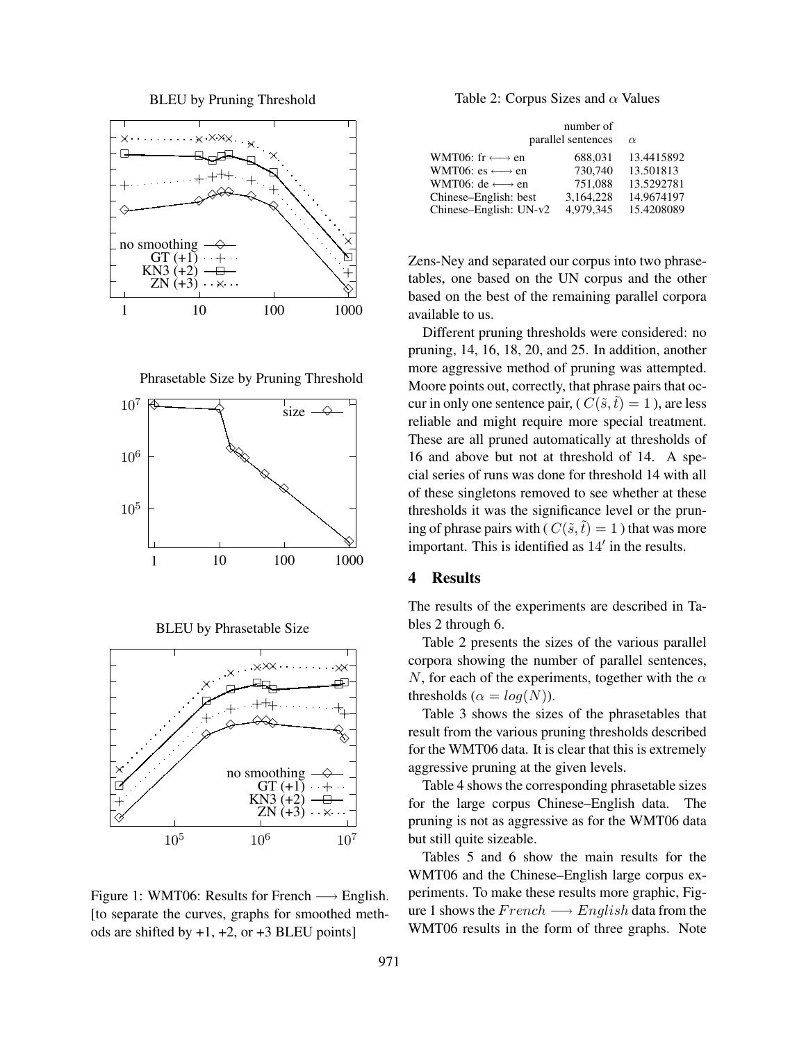BLEU by Pruning Threshold

Phrasetable Size by Pruning Threshold

BLEU by Phrasetable Size

Figure 1: WMT06: Results for French $\longrightarrow$ English. [to separate the curves, graphs for smoothed methods are shifted by +1, +2, or +3 BLEU points]

Table 2: Corpus Sizes and $\alpha$ Values

| | number of parallel sentences | $\alpha$ |
|---|---|---|
| WMT06: fr $\longleftrightarrow$ en | 688,031 | 13.4415892 |
| WMT06: es $\longleftrightarrow$ en | 730,740 | 13.501813 |
| WMT06: de $\longleftrightarrow$ en | 751,088 | 13.5292781 |
| Chinese–English: best | 3,164,228 | 14.9674197 |
| Chinese–English: UN-v2 | 4,979,345 | 15.4208089 |

Zens-Ney and separated our corpus into two phrasetables, one based on the UN corpus and the other based on the best of the remaining parallel corpora available to us.

Different pruning thresholds were considered: no pruning, 14, 16, 18, 20, and 25. In addition, another more aggressive method of pruning was attempted. Moore points out, correctly, that phrase pairs that occur in only one sentence pair, ( $C(\tilde{s}, \tilde{t}) = 1$ ), are less reliable and might require more special treatment. These are all pruned automatically at thresholds of 16 and above but not at threshold of 14. A special series of runs was done for threshold 14 with all of these singletons removed to see whether at these thresholds it was the significance level or the pruning of phrase pairs with ( $C(\tilde{s}, \tilde{t}) = 1$ ) that was more important. This is identified as $14'$ in the results.

## 4 Results

The results of the experiments are described in Tables 2 through 6.

Table 2 presents the sizes of the various parallel corpora showing the number of parallel sentences, $N$, for each of the experiments, together with the $\alpha$ thresholds ($\alpha = log(N)$).

Table 3 shows the sizes of the phrasetables that result from the various pruning thresholds described for the WMT06 data. It is clear that this is extremely aggressive pruning at the given levels.

Table 4 shows the corresponding phrasetable sizes for the large corpus Chinese–English data. The pruning is not as aggressive as for the WMT06 data but still quite sizeable.

Tables 5 and 6 show the main results for the WMT06 and the Chinese–English large corpus experiments. To make these results more graphic, Figure 1 shows the $French \longrightarrow English$ data from the WMT06 results in the form of three graphs. Note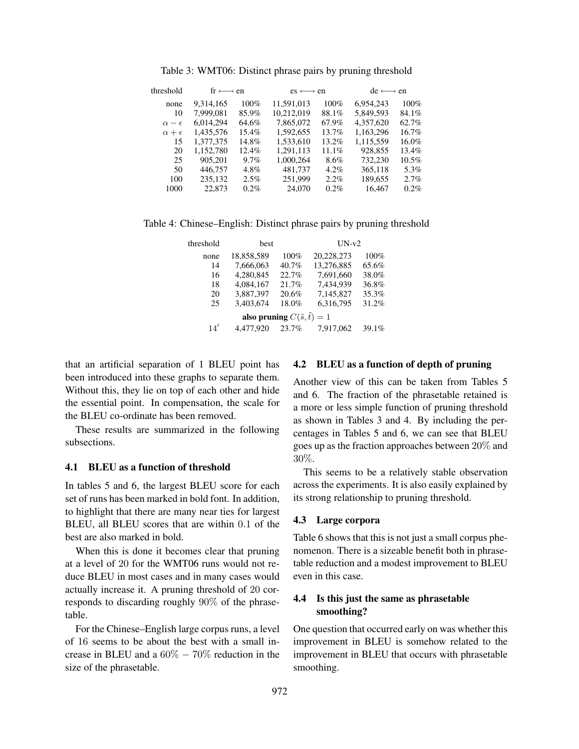Table 3: WMT06: Distinct phrase pairs by pruning threshold

| threshold | fr ⟷ en | | es ⟷ en | | de ⟷ en | |
|---|---|---|---|---|---|---|
| none | 9,314,165 | 100% | 11,591,013 | 100% | 6,954,243 | 100% |
| 10 | 7,999,081 | 85.9% | 10,212,019 | 88.1% | 5,849,593 | 84.1% |
| $\alpha - \epsilon$ | 6,014,294 | 64.6% | 7,865,072 | 67.9% | 4,357,620 | 62.7% |
| $\alpha + \epsilon$ | 1,435,576 | 15.4% | 1,592,655 | 13.7% | 1,163,296 | 16.7% |
| 15 | 1,377,375 | 14.8% | 1,533,610 | 13.2% | 1,115,559 | 16.0% |
| 20 | 1,152,780 | 12.4% | 1,291,113 | 11.1% | 928,855 | 13.4% |
| 25 | 905,201 | 9.7% | 1,000,264 | 8.6% | 732,230 | 10.5% |
| 50 | 446,757 | 4.8% | 481,737 | 4.2% | 365,118 | 5.3% |
| 100 | 235,132 | 2.5% | 251,999 | 2.2% | 189,655 | 2.7% |
| 1000 | 22,873 | 0.2% | 24,070 | 0.2% | 16,467 | 0.2% |

Table 4: Chinese–English: Distinct phrase pairs by pruning threshold

| threshold | best | | UN-v2 | |
|---|---|---|---|---|
| none | 18,858,589 | 100% | 20,228,273 | 100% |
| 14 | 7,666,063 | 40.7% | 13,276,885 | 65.6% |
| 16 | 4,280,845 | 22.7% | 7,691,660 | 38.0% |
| 18 | 4,084,167 | 21.7% | 7,434,939 | 36.8% |
| 20 | 3,887,397 | 20.6% | 7,145,827 | 35.3% |
| 25 | 3,403,674 | 18.0% | 6,316,795 | 31.2% |
| **also pruning** $C(\tilde{s}, \tilde{t}) = 1$ | | | | |
| $14'$ | 4,477,920 | 23.7% | 7,917,062 | 39.1% |

that an artificial separation of 1 BLEU point has been introduced into these graphs to separate them. Without this, they lie on top of each other and hide the essential point. In compensation, the scale for the BLEU co-ordinate has been removed.

These results are summarized in the following subsections.

### 4.1 BLEU as a function of threshold

In tables 5 and 6, the largest BLEU score for each set of runs has been marked in bold font. In addition, to highlight that there are many near ties for largest BLEU, all BLEU scores that are within 0.1 of the best are also marked in bold.

When this is done it becomes clear that pruning at a level of 20 for the WMT06 runs would not reduce BLEU in most cases and in many cases would actually increase it. A pruning threshold of 20 corresponds to discarding roughly 90% of the phrasetable.

For the Chinese–English large corpus runs, a level of 16 seems to be about the best with a small increase in BLEU and a $60\% - 70\%$ reduction in the size of the phrasetable.

### 4.2 BLEU as a function of depth of pruning

Another view of this can be taken from Tables 5 and 6. The fraction of the phrasetable retained is a more or less simple function of pruning threshold as shown in Tables 3 and 4. By including the percentages in Tables 5 and 6, we can see that BLEU goes up as the fraction approaches between 20% and 30%.

This seems to be a relatively stable observation across the experiments. It is also easily explained by its strong relationship to pruning threshold.

### 4.3 Large corpora

Table 6 shows that this is not just a small corpus phenomenon. There is a sizeable benefit both in phrasetable reduction and a modest improvement to BLEU even in this case.

### 4.4 Is this just the same as phrasetable smoothing?

One question that occurred early on was whether this improvement in BLEU is somehow related to the improvement in BLEU that occurs with phrasetable smoothing.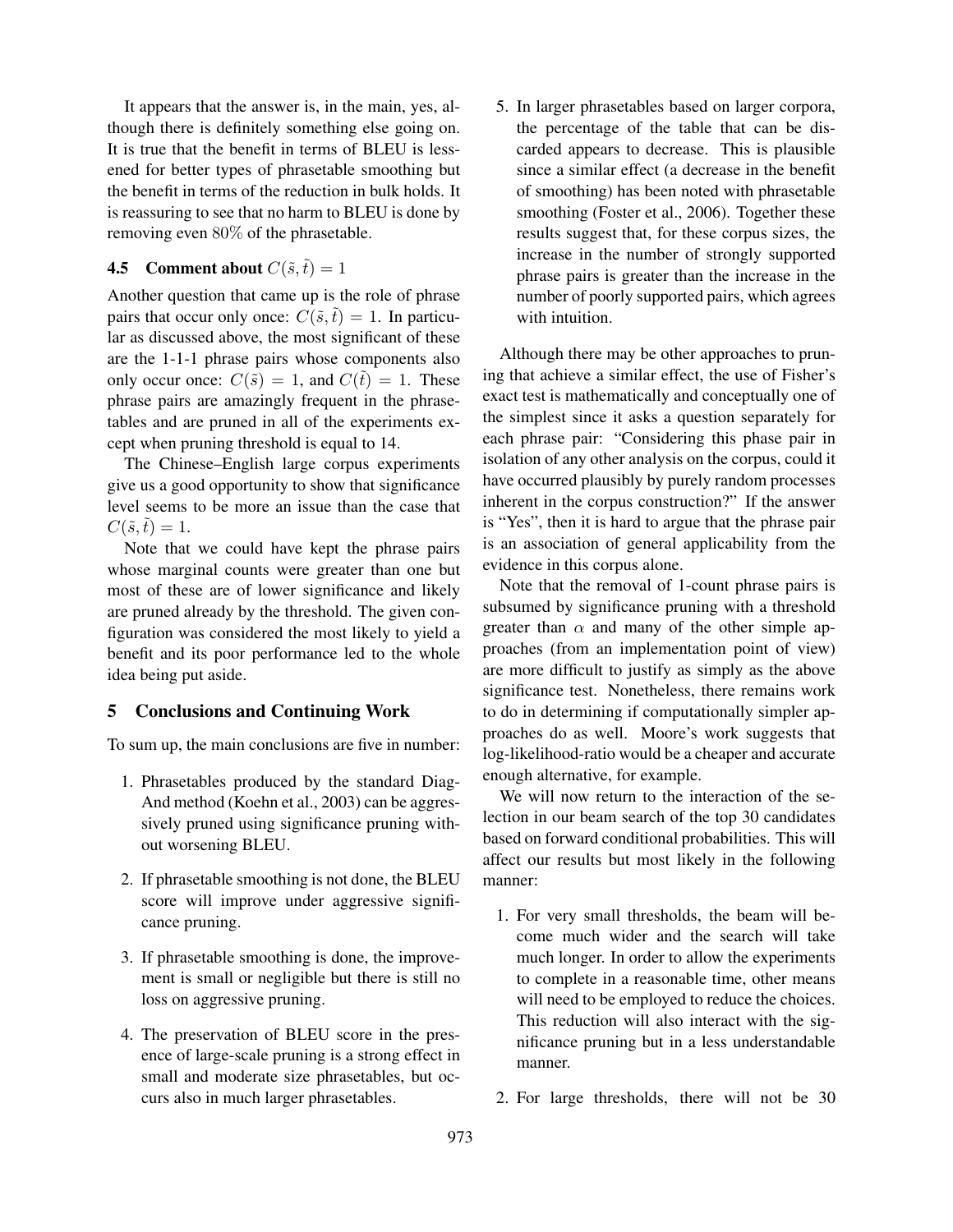It appears that the answer is, in the main, yes, although there is definitely something else going on. It is true that the benefit in terms of BLEU is lessened for better types of phrasetable smoothing but the benefit in terms of the reduction in bulk holds. It is reassuring to see that no harm to BLEU is done by removing even 80% of the phrasetable.

### 4.5 Comment about $C(\tilde{s}, \tilde{t}) = 1$

Another question that came up is the role of phrase pairs that occur only once: $C(\tilde{s}, \tilde{t}) = 1$. In particular as discussed above, the most significant of these are the 1-1-1 phrase pairs whose components also only occur once: $C(\tilde{s}) = 1$, and $C(\tilde{t}) = 1$. These phrase pairs are amazingly frequent in the phrasetables and are pruned in all of the experiments except when pruning threshold is equal to 14.

The Chinese–English large corpus experiments give us a good opportunity to show that significance level seems to be more an issue than the case that $C(\tilde{s}, \tilde{t}) = 1$.

Note that we could have kept the phrase pairs whose marginal counts were greater than one but most of these are of lower significance and likely are pruned already by the threshold. The given configuration was considered the most likely to yield a benefit and its poor performance led to the whole idea being put aside.

## 5 Conclusions and Continuing Work

To sum up, the main conclusions are five in number:

1. Phrasetables produced by the standard Diag-And method (Koehn et al., 2003) can be aggressively pruned using significance pruning without worsening BLEU.
2. If phrasetable smoothing is not done, the BLEU score will improve under aggressive significance pruning.
3. If phrasetable smoothing is done, the improvement is small or negligible but there is still no loss on aggressive pruning.
4. The preservation of BLEU score in the presence of large-scale pruning is a strong effect in small and moderate size phrasetables, but occurs also in much larger phrasetables.
5. In larger phrasetables based on larger corpora, the percentage of the table that can be discarded appears to decrease. This is plausible since a similar effect (a decrease in the benefit of smoothing) has been noted with phrasetable smoothing (Foster et al., 2006). Together these results suggest that, for these corpus sizes, the increase in the number of strongly supported phrase pairs is greater than the increase in the number of poorly supported pairs, which agrees with intuition.

Although there may be other approaches to pruning that achieve a similar effect, the use of Fisher's exact test is mathematically and conceptually one of the simplest since it asks a question separately for each phrase pair: "Considering this phase pair in isolation of any other analysis on the corpus, could it have occurred plausibly by purely random processes inherent in the corpus construction?" If the answer is "Yes", then it is hard to argue that the phrase pair is an association of general applicability from the evidence in this corpus alone.

Note that the removal of 1-count phrase pairs is subsumed by significance pruning with a threshold greater than $\alpha$ and many of the other simple approaches (from an implementation point of view) are more difficult to justify as simply as the above significance test. Nonetheless, there remains work to do in determining if computationally simpler approaches do as well. Moore's work suggests that log-likelihood-ratio would be a cheaper and accurate enough alternative, for example.

We will now return to the interaction of the selection in our beam search of the top 30 candidates based on forward conditional probabilities. This will affect our results but most likely in the following manner:

1. For very small thresholds, the beam will become much wider and the search will take much longer. In order to allow the experiments to complete in a reasonable time, other means will need to be employed to reduce the choices. This reduction will also interact with the significance pruning but in a less understandable manner.
2. For large thresholds, there will not be 30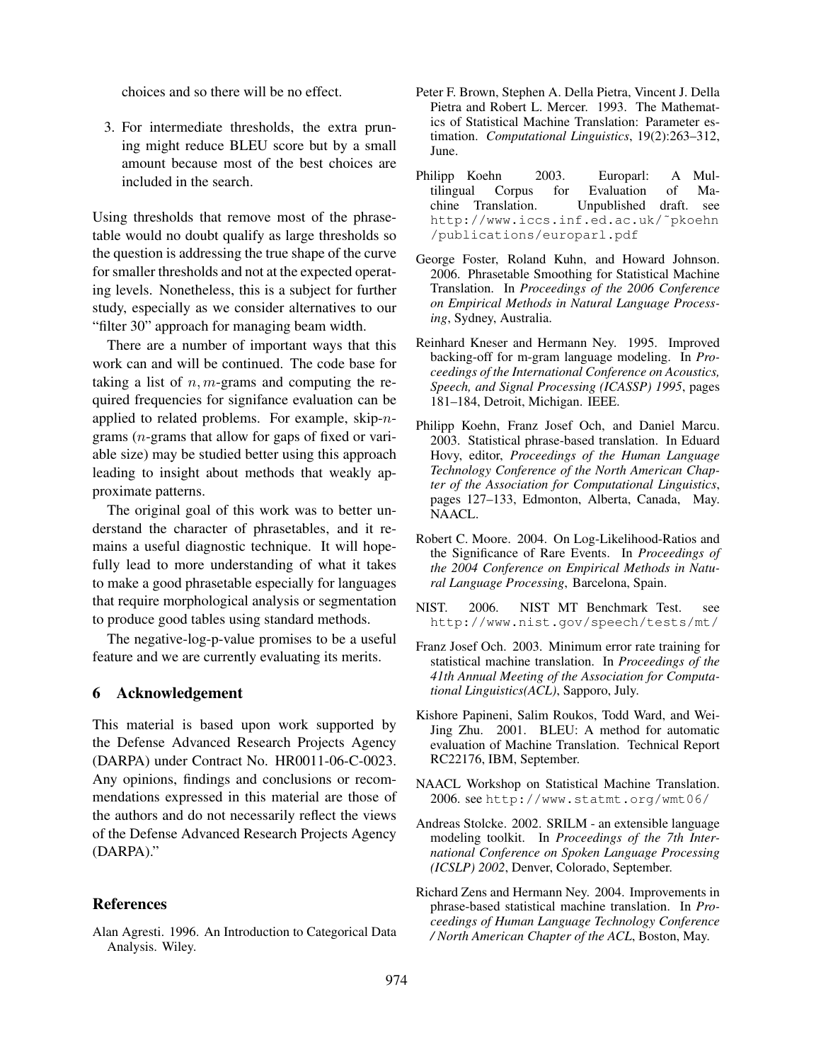choices and so there will be no effect.

3. For intermediate thresholds, the extra pruning might reduce BLEU score but by a small amount because most of the best choices are included in the search.

Using thresholds that remove most of the phrasetable would no doubt qualify as large thresholds so the question is addressing the true shape of the curve for smaller thresholds and not at the expected operating levels. Nonetheless, this is a subject for further study, especially as we consider alternatives to our "filter 30" approach for managing beam width.

There are a number of important ways that this work can and will be continued. The code base for taking a list of $n, m$-grams and computing the required frequencies for signifance evaluation can be applied to related problems. For example, skip-$n$-grams ($n$-grams that allow for gaps of fixed or variable size) may be studied better using this approach leading to insight about methods that weakly approximate patterns.

The original goal of this work was to better understand the character of phrasetables, and it remains a useful diagnostic technique. It will hopefully lead to more understanding of what it takes to make a good phrasetable especially for languages that require morphological analysis or segmentation to produce good tables using standard methods.

The negative-log-p-value promises to be a useful feature and we are currently evaluating its merits.

## 6 Acknowledgement

This material is based upon work supported by the Defense Advanced Research Projects Agency (DARPA) under Contract No. HR0011-06-C-0023. Any opinions, findings and conclusions or recommendations expressed in this material are those of the authors and do not necessarily reflect the views of the Defense Advanced Research Projects Agency (DARPA)."

## References

Alan Agresti. 1996. An Introduction to Categorical Data Analysis. Wiley.

Peter F. Brown, Stephen A. Della Pietra, Vincent J. Della Pietra and Robert L. Mercer. 1993. The Mathematics of Statistical Machine Translation: Parameter estimation. *Computational Linguistics*, 19(2):263–312, June.

Philipp Koehn 2003. Europarl: A Multilingual Corpus for Evaluation of Machine Translation. Unpublished draft. see http://www.iccs.inf.ed.ac.uk/~pkoehn/publications/europarl.pdf

George Foster, Roland Kuhn, and Howard Johnson. 2006. Phrasetable Smoothing for Statistical Machine Translation. In *Proceedings of the 2006 Conference on Empirical Methods in Natural Language Processing*, Sydney, Australia.

Reinhard Kneser and Hermann Ney. 1995. Improved backing-off for m-gram language modeling. In *Proceedings of the International Conference on Acoustics, Speech, and Signal Processing (ICASSP) 1995*, pages 181–184, Detroit, Michigan. IEEE.

Philipp Koehn, Franz Josef Och, and Daniel Marcu. 2003. Statistical phrase-based translation. In Eduard Hovy, editor, *Proceedings of the Human Language Technology Conference of the North American Chapter of the Association for Computational Linguistics*, pages 127–133, Edmonton, Alberta, Canada, May. NAACL.

Robert C. Moore. 2004. On Log-Likelihood-Ratios and the Significance of Rare Events. In *Proceedings of the 2004 Conference on Empirical Methods in Natural Language Processing*, Barcelona, Spain.

NIST. 2006. NIST MT Benchmark Test. see http://www.nist.gov/speech/tests/mt/

Franz Josef Och. 2003. Minimum error rate training for statistical machine translation. In *Proceedings of the 41th Annual Meeting of the Association for Computational Linguistics(ACL)*, Sapporo, July.

Kishore Papineni, Salim Roukos, Todd Ward, and Wei-Jing Zhu. 2001. BLEU: A method for automatic evaluation of Machine Translation. Technical Report RC22176, IBM, September.

NAACL Workshop on Statistical Machine Translation. 2006. see http://www.statmt.org/wmt06/

Andreas Stolcke. 2002. SRILM - an extensible language modeling toolkit. In *Proceedings of the 7th International Conference on Spoken Language Processing (ICSLP) 2002*, Denver, Colorado, September.

Richard Zens and Hermann Ney. 2004. Improvements in phrase-based statistical machine translation. In *Proceedings of Human Language Technology Conference / North American Chapter of the ACL*, Boston, May.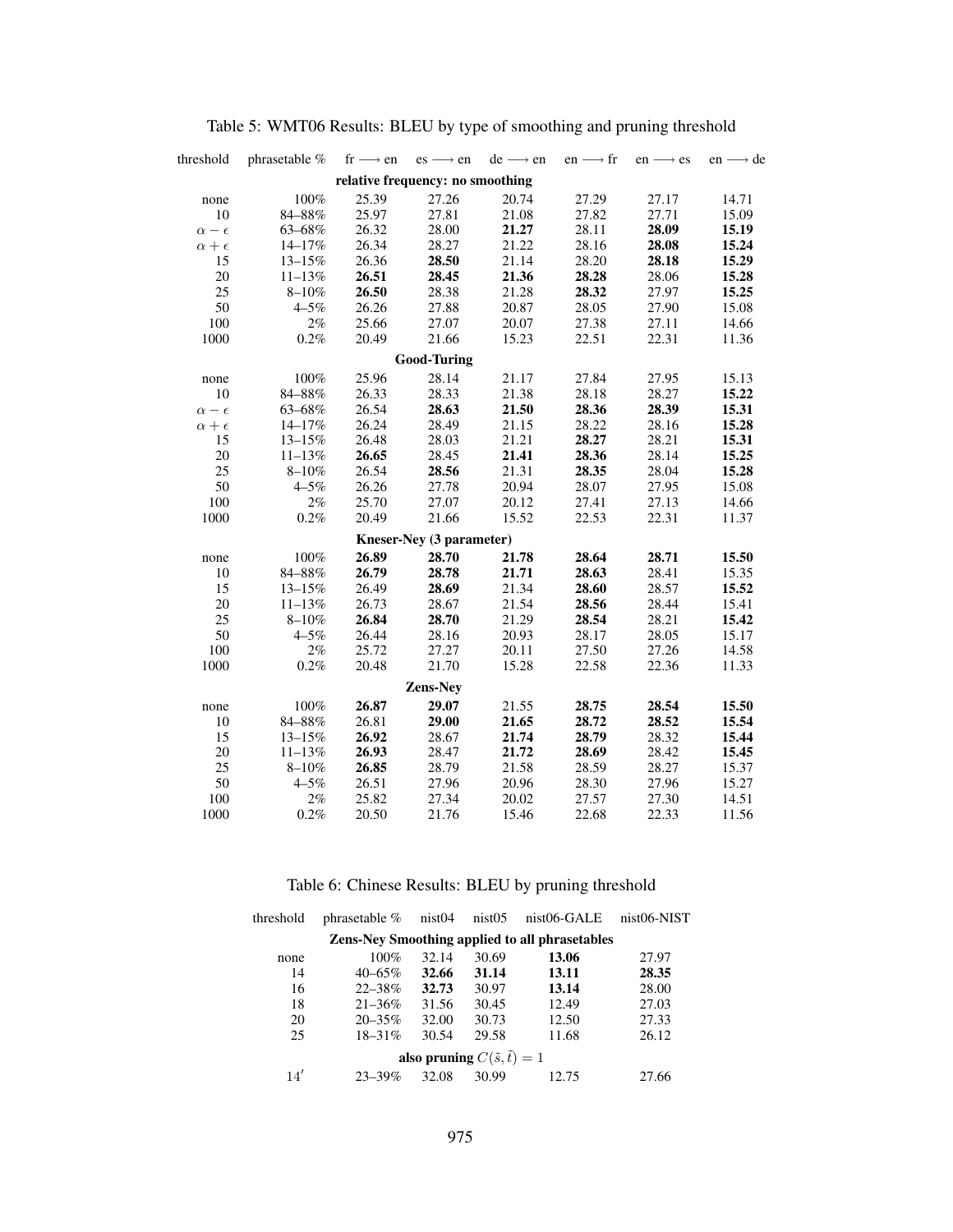Table 5: WMT06 Results: BLEU by type of smoothing and pruning threshold

| threshold | phrasetable % | fr $\longrightarrow$ en | es $\longrightarrow$ en | de $\longrightarrow$ en | en $\longrightarrow$ fr | en $\longrightarrow$ es | en $\longrightarrow$ de |
|---|---|---|---|---|---|---|---|
| | | | **relative frequency: no smoothing** | | | | |
| none | 100% | 25.39 | 27.26 | 20.74 | 27.29 | 27.17 | 14.71 |
| 10 | 84–88% | 25.97 | 27.81 | 21.08 | 27.82 | 27.71 | 15.09 |
| $\alpha - \epsilon$ | 63–68% | 26.32 | 28.00 | **21.27** | 28.11 | **28.09** | **15.19** |
| $\alpha + \epsilon$ | 14–17% | 26.34 | 28.27 | 21.22 | 28.16 | **28.08** | **15.24** |
| 15 | 13–15% | 26.36 | **28.50** | 21.14 | 28.20 | **28.18** | **15.29** |
| 20 | 11–13% | **26.51** | **28.45** | **21.36** | **28.28** | 28.06 | **15.28** |
| 25 | 8–10% | **26.50** | 28.38 | 21.28 | **28.32** | 27.97 | **15.25** |
| 50 | 4–5% | 26.26 | 27.88 | 20.87 | 28.05 | 27.90 | 15.08 |
| 100 | 2% | 25.66 | 27.07 | 20.07 | 27.38 | 27.11 | 14.66 |
| 1000 | 0.2% | 20.49 | 21.66 | 15.23 | 22.51 | 22.31 | 11.36 |
| | | | **Good-Turing** | | | | |
| none | 100% | 25.96 | 28.14 | 21.17 | 27.84 | 27.95 | 15.13 |
| 10 | 84–88% | 26.33 | 28.33 | 21.38 | 28.18 | 28.27 | **15.22** |
| $\alpha - \epsilon$ | 63–68% | 26.54 | **28.63** | **21.50** | **28.36** | **28.39** | **15.31** |
| $\alpha + \epsilon$ | 14–17% | 26.24 | 28.49 | 21.15 | 28.22 | 28.16 | **15.28** |
| 15 | 13–15% | 26.48 | 28.03 | 21.21 | **28.27** | 28.21 | **15.31** |
| 20 | 11–13% | **26.65** | 28.45 | **21.41** | **28.36** | 28.14 | **15.25** |
| 25 | 8–10% | 26.54 | **28.56** | 21.31 | **28.35** | 28.04 | **15.28** |
| 50 | 4–5% | 26.26 | 27.78 | 20.94 | 28.07 | 27.95 | 15.08 |
| 100 | 2% | 25.70 | 27.07 | 20.12 | 27.41 | 27.13 | 14.66 |
| 1000 | 0.2% | 20.49 | 21.66 | 15.52 | 22.53 | 22.31 | 11.37 |
| | | | **Kneser-Ney (3 parameter)** | | | | |
| none | 100% | **26.89** | **28.70** | **21.78** | **28.64** | **28.71** | **15.50** |
| 10 | 84–88% | **26.79** | **28.78** | **21.71** | **28.63** | 28.41 | 15.35 |
| 15 | 13–15% | 26.49 | **28.69** | 21.34 | **28.60** | 28.57 | **15.52** |
| 20 | 11–13% | 26.73 | 28.67 | 21.54 | **28.56** | 28.44 | 15.41 |
| 25 | 8–10% | **26.84** | **28.70** | 21.29 | **28.54** | 28.21 | **15.42** |
| 50 | 4–5% | 26.44 | 28.16 | 20.93 | 28.17 | 28.05 | 15.17 |
| 100 | 2% | 25.72 | 27.27 | 20.11 | 27.50 | 27.26 | 14.58 |
| 1000 | 0.2% | 20.48 | 21.70 | 15.28 | 22.58 | 22.36 | 11.33 |
| | | | **Zens-Ney** | | | | |
| none | 100% | **26.87** | **29.07** | 21.55 | **28.75** | **28.54** | **15.50** |
| 10 | 84–88% | 26.81 | **29.00** | **21.65** | **28.72** | **28.52** | **15.54** |
| 15 | 13–15% | **26.92** | 28.67 | **21.74** | **28.79** | 28.32 | **15.44** |
| 20 | 11–13% | **26.93** | 28.47 | **21.72** | **28.69** | 28.42 | **15.45** |
| 25 | 8–10% | **26.85** | 28.79 | 21.58 | 28.59 | 28.27 | 15.37 |
| 50 | 4–5% | 26.51 | 27.96 | 20.96 | 28.30 | 27.96 | 15.27 |
| 100 | 2% | 25.82 | 27.34 | 20.02 | 27.57 | 27.30 | 14.51 |
| 1000 | 0.2% | 20.50 | 21.76 | 15.46 | 22.68 | 22.33 | 11.56 |

Table 6: Chinese Results: BLEU by pruning threshold

| threshold | phrasetable % | nist04 | nist05 | nist06-GALE | nist06-NIST |
|---|---|---|---|---|---|
| | | **Zens-Ney Smoothing applied to all phrasetables** | | | |
| none | 100% | 32.14 | 30.69 | **13.06** | 27.97 |
| 14 | 40–65% | **32.66** | **31.14** | **13.11** | **28.35** |
| 16 | 22–38% | **32.73** | 30.97 | **13.14** | 28.00 |
| 18 | 21–36% | 31.56 | 30.45 | 12.49 | 27.03 |
| 20 | 20–35% | 32.00 | 30.73 | 12.50 | 27.33 |
| 25 | 18–31% | 30.54 | 29.58 | 11.68 | 26.12 |
| | | **also pruning $C(\tilde{s}, \tilde{t}) = 1$** | | | |
| $14'$ | 23–39% | 32.08 | 30.99 | 12.75 | 27.66 |